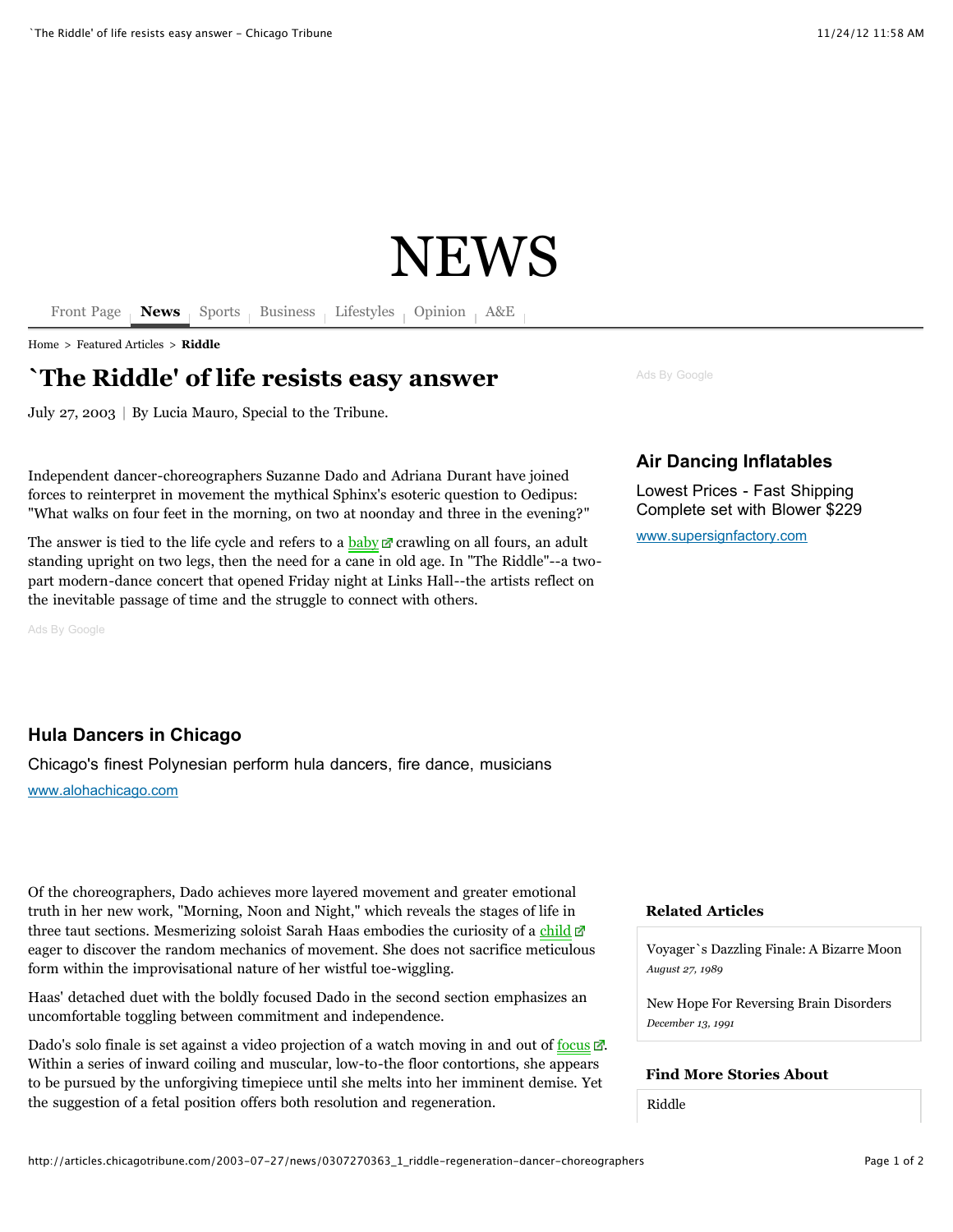# `The Riddle' of life resists easy answer

July 27, 2003 | By Lucia Mauro, Special to the Tribune.

Independent dancer-choreographers Suzanne Dado and Adriana Durant have joined forces to reinterpret in movement the mythical Sphinx's esoteric question to Oedipus: "What walks on four feet in the morning, on two at noonday and three in the evening?"

The answer is tied to the life cycle and refers to a baby crawling on all fours, an adult standing upright on two legs, then the need for a cane in old age. In "The Riddle"--a two-part modern-dance concert that opened Friday night at Links Hall--the artists reflect on the inevitable passage of time and the struggle to connect with others.

Of the choreographers, Dado achieves more layered movement and greater emotional truth in her new work, "Morning, Noon and Night," which reveals the stages of life in three taut sections. Mesmerizing soloist Sarah Haas embodies the curiosity of a child eager to discover the random mechanics of movement. She does not sacrifice meticulous form within the improvisational nature of her wistful toe-wiggling.

Haas' detached duet with the boldly focused Dado in the second section emphasizes an uncomfortable toggling between commitment and independence.

Dado's solo finale is set against a video projection of a watch moving in and out of focus. Within a series of inward coiling and muscular, low-to-the floor contortions, she appears to be pursued by the unforgiving timepiece until she melts into her imminent demise. Yet the suggestion of a fetal position offers both resolution and regeneration.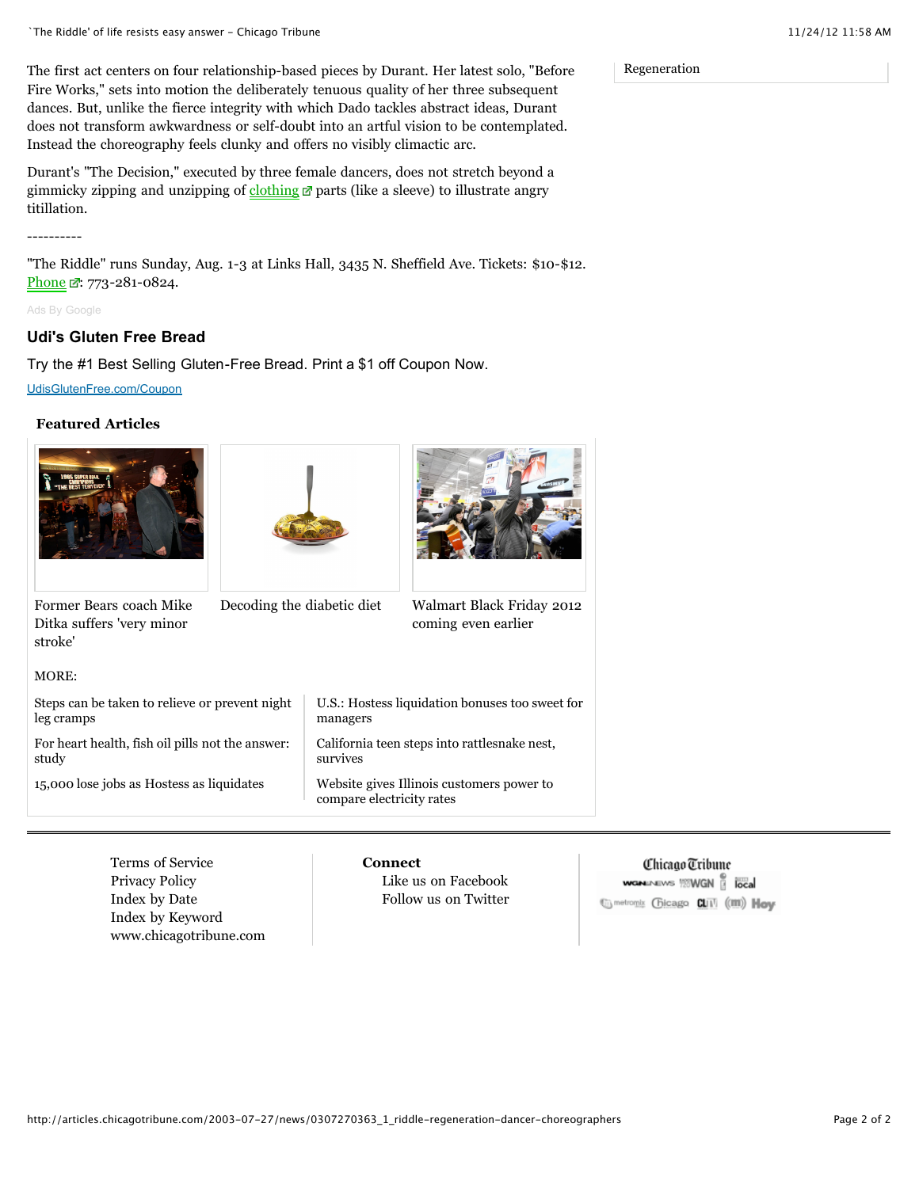Regeneration

The first act centers on four relationship-based pieces by Durant. Her latest solo, "Before Fire Works," sets into motion the deliberately tenuous quality of her three subsequent dances. But, unlike the fierce integrity with which Dado tackles abstract ideas, Durant does not transform awkwardness or self-doubt into an artful vision to be contemplated. Instead the choreography feels clunky and offers no visibly climactic arc.

Durant's "The Decision," executed by three female dancers, does not stretch beyond a gimmicky zipping and unzipping of clothing parts (like a sleeve) to illustrate angry titillation.

----------

"The Riddle" runs Sunday, Aug. 1-3 at Links Hall, 3435 N. Sheffield Ave. Tickets: $10-$12. Phone: 773-281-0824.

Ads By Google

**Udi's Gluten Free Bread**

Try the #1 Best Selling Gluten-Free Bread. Print a $1 off Coupon Now.

UdisGlutenFree.com/Coupon

**Featured Articles**

Former Bears coach Mike Ditka suffers 'very minor stroke'

Decoding the diabetic diet

Walmart Black Friday 2012 coming even earlier

MORE:

- Steps can be taken to relieve or prevent night leg cramps
- For heart health, fish oil pills not the answer: study
- 15,000 lose jobs as Hostess as liquidates
- U.S.: Hostess liquidation bonuses too sweet for managers
- California teen steps into rattlesnake nest, survives
- Website gives Illinois customers power to compare electricity rates

Terms of Service
Privacy Policy
Index by Date
Index by Keyword
www.chicagotribune.com

**Connect**

Like us on Facebook
Follow us on Twitter